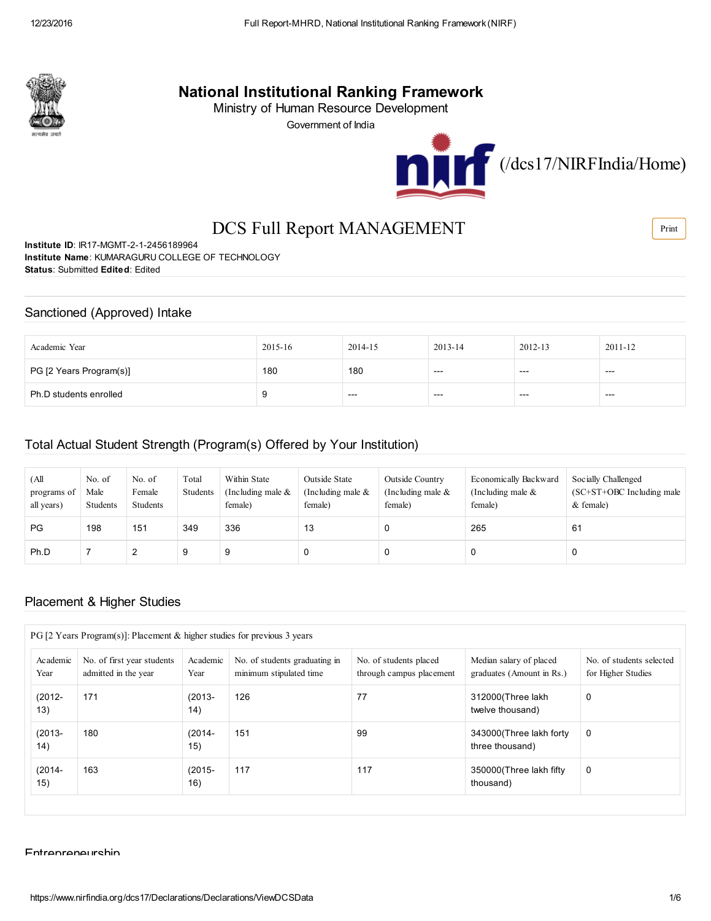# National Institutional Ranking Framework

Ministry of Human Resource Development

Government of India

(/dcs17/NIRFIndia/Home)

## DCS Full Report MANAGEMENT

**Institute ID**: IR17-MGMT-2-1-2456189964
**Institute Name**: KUMARAGURU COLLEGE OF TECHNOLOGY
**Status**: Submitted **Edited**: Edited

## Sanctioned (Approved) Intake

| Academic Year | 2015-16 | 2014-15 | 2013-14 | 2012-13 | 2011-12 |
|---|---|---|---|---|---|
| PG [2 Years Program(s)] | 180 | 180 | --- | --- | --- |
| Ph.D students enrolled | 9 | --- | --- | --- | --- |

## Total Actual Student Strength (Program(s) Offered by Your Institution)

| (All programs of all years) | No. of Male Students | No. of Female Students | Total Students | Within State (Including male & female) | Outside State (Including male & female) | Outside Country (Including male & female) | Economically Backward (Including male & female) | Socially Challenged (SC+ST+OBC Including male & female) |
|---|---|---|---|---|---|---|---|---|
| PG | 198 | 151 | 349 | 336 | 13 | 0 | 265 | 61 |
| Ph.D | 7 | 2 | 9 | 9 | 0 | 0 | 0 | 0 |

## Placement & Higher Studies

PG [2 Years Program(s)]: Placement & higher studies for previous 3 years

| Academic Year | No. of first year students admitted in the year | Academic Year | No. of students graduating in minimum stipulated time | No. of students placed through campus placement | Median salary of placed graduates (Amount in Rs.) | No. of students selected for Higher Studies |
|---|---|---|---|---|---|---|
| (2012-13) | 171 | (2013-14) | 126 | 77 | 312000(Three lakh twelve thousand) | 0 |
| (2013-14) | 180 | (2014-15) | 151 | 99 | 343000(Three lakh forty three thousand) | 0 |
| (2014-15) | 163 | (2015-16) | 117 | 117 | 350000(Three lakh fifty thousand) | 0 |

## Entrepreneurship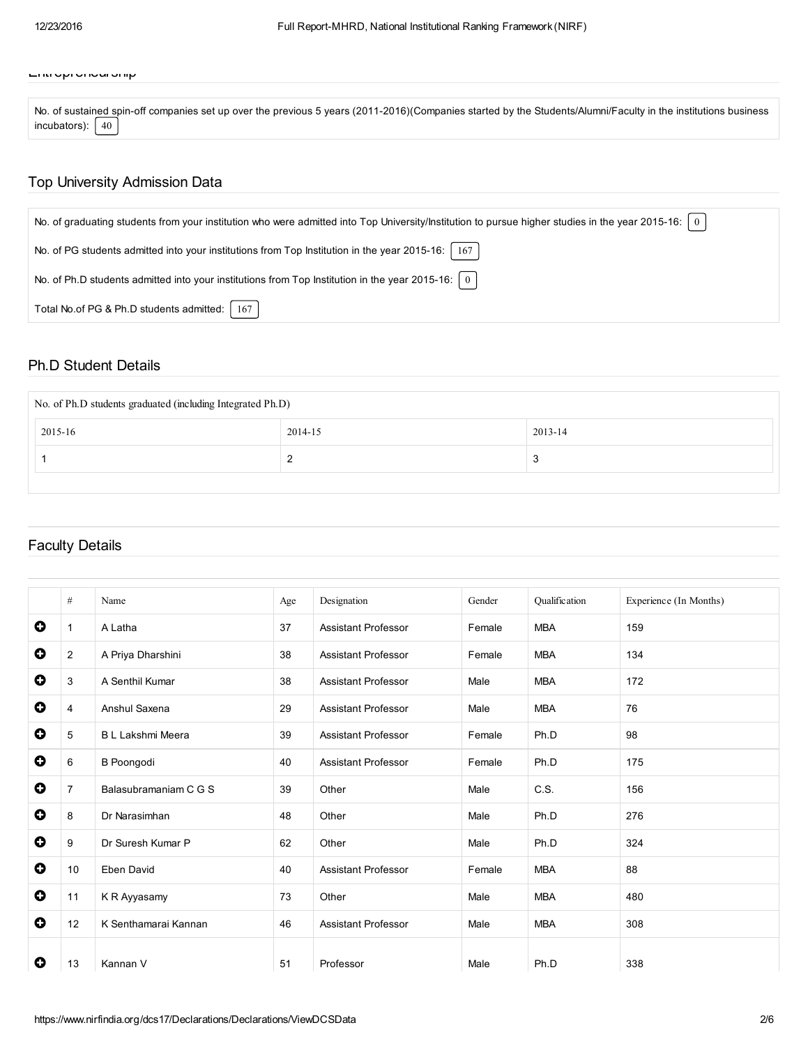Entrepreneurship

No. of sustained spin-off companies set up over the previous 5 years (2011-2016)(Companies started by the Students/Alumni/Faculty in the institutions business incubators): 40

## Top University Admission Data

No. of graduating students from your institution who were admitted into Top University/Institution to pursue higher studies in the year 2015-16: 0

No. of PG students admitted into your institutions from Top Institution in the year 2015-16: 167

No. of Ph.D students admitted into your institutions from Top Institution in the year 2015-16: 0

Total No.of PG & Ph.D students admitted: 167

## Ph.D Student Details

| No. of Ph.D students graduated (including Integrated Ph.D) | | |
|---|---|---|
| 2015-16 | 2014-15 | 2013-14 |
| 1 | 2 | 3 |

## Faculty Details

| # | Name | Age | Designation | Gender | Qualification | Experience (In Months) |
|---|---|---|---|---|---|---|
| 1 | A Latha | 37 | Assistant Professor | Female | MBA | 159 |
| 2 | A Priya Dharshini | 38 | Assistant Professor | Female | MBA | 134 |
| 3 | A Senthil Kumar | 38 | Assistant Professor | Male | MBA | 172 |
| 4 | Anshul Saxena | 29 | Assistant Professor | Male | MBA | 76 |
| 5 | B L Lakshmi Meera | 39 | Assistant Professor | Female | Ph.D | 98 |
| 6 | B Poongodi | 40 | Assistant Professor | Female | Ph.D | 175 |
| 7 | Balasubramaniam C G S | 39 | Other | Male | C.S. | 156 |
| 8 | Dr Narasimhan | 48 | Other | Male | Ph.D | 276 |
| 9 | Dr Suresh Kumar P | 62 | Other | Male | Ph.D | 324 |
| 10 | Eben David | 40 | Assistant Professor | Female | MBA | 88 |
| 11 | K R Ayyasamy | 73 | Other | Male | MBA | 480 |
| 12 | K Senthamarai Kannan | 46 | Assistant Professor | Male | MBA | 308 |
| 13 | Kannan V | 51 | Professor | Male | Ph.D | 338 |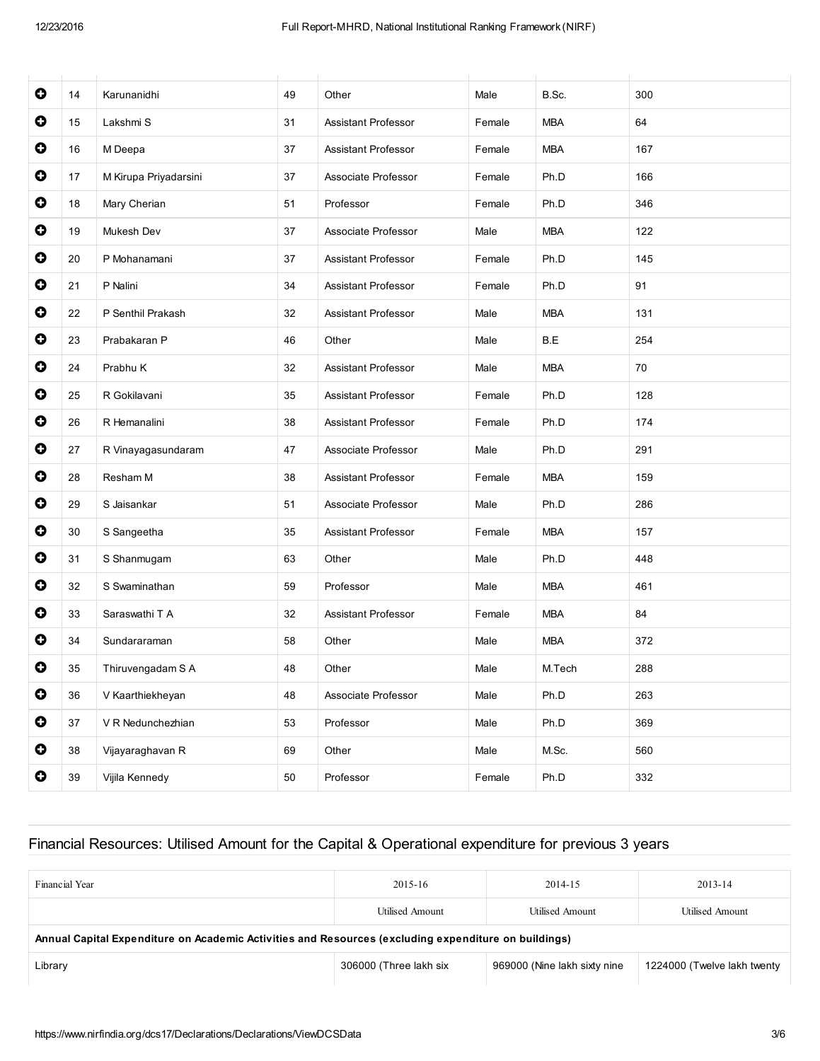| | | | | | | | |
|---|---|---|---|---|---|---|---|
| ⊕ | 14 | Karunanidhi | 49 | Other | Male | B.Sc. | 300 |
| ⊕ | 15 | Lakshmi S | 31 | Assistant Professor | Female | MBA | 64 |
| ⊕ | 16 | M Deepa | 37 | Assistant Professor | Female | MBA | 167 |
| ⊕ | 17 | M Kirupa Priyadarsini | 37 | Associate Professor | Female | Ph.D | 166 |
| ⊕ | 18 | Mary Cherian | 51 | Professor | Female | Ph.D | 346 |
| ⊕ | 19 | Mukesh Dev | 37 | Associate Professor | Male | MBA | 122 |
| ⊕ | 20 | P Mohanamani | 37 | Assistant Professor | Female | Ph.D | 145 |
| ⊕ | 21 | P Nalini | 34 | Assistant Professor | Female | Ph.D | 91 |
| ⊕ | 22 | P Senthil Prakash | 32 | Assistant Professor | Male | MBA | 131 |
| ⊕ | 23 | Prabakaran P | 46 | Other | Male | B.E | 254 |
| ⊕ | 24 | Prabhu K | 32 | Assistant Professor | Male | MBA | 70 |
| ⊕ | 25 | R Gokilavani | 35 | Assistant Professor | Female | Ph.D | 128 |
| ⊕ | 26 | R Hemanalini | 38 | Assistant Professor | Female | Ph.D | 174 |
| ⊕ | 27 | R Vinayagasundaram | 47 | Associate Professor | Male | Ph.D | 291 |
| ⊕ | 28 | Resham M | 38 | Assistant Professor | Female | MBA | 159 |
| ⊕ | 29 | S Jaisankar | 51 | Associate Professor | Male | Ph.D | 286 |
| ⊕ | 30 | S Sangeetha | 35 | Assistant Professor | Female | MBA | 157 |
| ⊕ | 31 | S Shanmugam | 63 | Other | Male | Ph.D | 448 |
| ⊕ | 32 | S Swaminathan | 59 | Professor | Male | MBA | 461 |
| ⊕ | 33 | Saraswathi T A | 32 | Assistant Professor | Female | MBA | 84 |
| ⊕ | 34 | Sundararaman | 58 | Other | Male | MBA | 372 |
| ⊕ | 35 | Thiruvengadam S A | 48 | Other | Male | M.Tech | 288 |
| ⊕ | 36 | V Kaarthiekheyan | 48 | Associate Professor | Male | Ph.D | 263 |
| ⊕ | 37 | V R Nedunchezhian | 53 | Professor | Male | Ph.D | 369 |
| ⊕ | 38 | Vijayaraghavan R | 69 | Other | Male | M.Sc. | 560 |
| ⊕ | 39 | Vijila Kennedy | 50 | Professor | Female | Ph.D | 332 |

## Financial Resources: Utilised Amount for the Capital & Operational expenditure for previous 3 years

| Financial Year | 2015-16 | 2014-15 | 2013-14 |
|---|---|---|---|
| | Utilised Amount | Utilised Amount | Utilised Amount |
| **Annual Capital Expenditure on Academic Activities and Resources (excluding expenditure on buildings)** | | | |
| Library | 306000 (Three lakh six | 969000 (Nine lakh sixty nine | 1224000 (Twelve lakh twenty |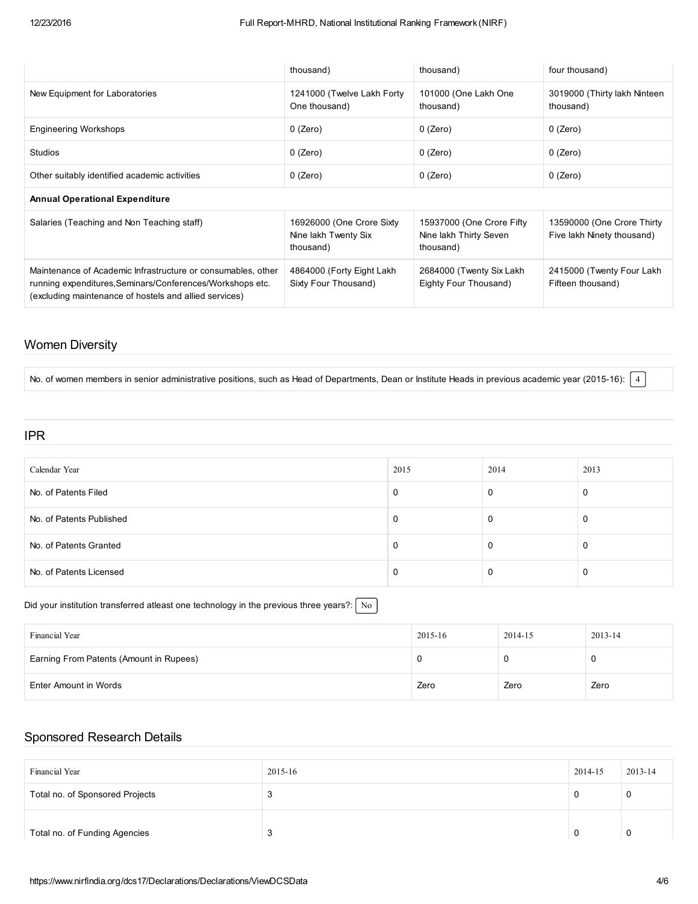| | | | |
|---|---|---|---|
| | thousand) | thousand) | four thousand) |
| New Equipment for Laboratories | 1241000 (Twelve Lakh Forty One thousand) | 101000 (One Lakh One thousand) | 3019000 (Thirty lakh Ninteen thousand) |
| Engineering Workshops | 0 (Zero) | 0 (Zero) | 0 (Zero) |
| Studios | 0 (Zero) | 0 (Zero) | 0 (Zero) |
| Other suitably identified academic activities | 0 (Zero) | 0 (Zero) | 0 (Zero) |
| **Annual Operational Expenditure** | | | |
| Salaries (Teaching and Non Teaching staff) | 16926000 (One Crore Sixty Nine lakh Twenty Six thousand) | 15937000 (One Crore Fifty Nine lakh Thirty Seven thousand) | 13590000 (One Crore Thirty Five lakh Ninety thousand) |
| Maintenance of Academic Infrastructure or consumables, other running expenditures,Seminars/Conferences/Workshops etc. (excluding maintenance of hostels and allied services) | 4864000 (Forty Eight Lakh Sixty Four Thousand) | 2684000 (Twenty Six Lakh Eighty Four Thousand) | 2415000 (Twenty Four Lakh Fifteen thousand) |

## Women Diversity

No. of women members in senior administrative positions, such as Head of Departments, Dean or Institute Heads in previous academic year (2015-16): 4

## IPR

| Calendar Year | 2015 | 2014 | 2013 |
|---|---|---|---|
| No. of Patents Filed | 0 | 0 | 0 |
| No. of Patents Published | 0 | 0 | 0 |
| No. of Patents Granted | 0 | 0 | 0 |
| No. of Patents Licensed | 0 | 0 | 0 |

Did your institution transferred atleast one technology in the previous three years?: No

| Financial Year | 2015-16 | 2014-15 | 2013-14 |
|---|---|---|---|
| Earning From Patents (Amount in Rupees) | 0 | 0 | 0 |
| Enter Amount in Words | Zero | Zero | Zero |

## Sponsored Research Details

| Financial Year | 2015-16 | 2014-15 | 2013-14 |
|---|---|---|---|
| Total no. of Sponsored Projects | 3 | 0 | 0 |
| Total no. of Funding Agencies | 3 | 0 | 0 |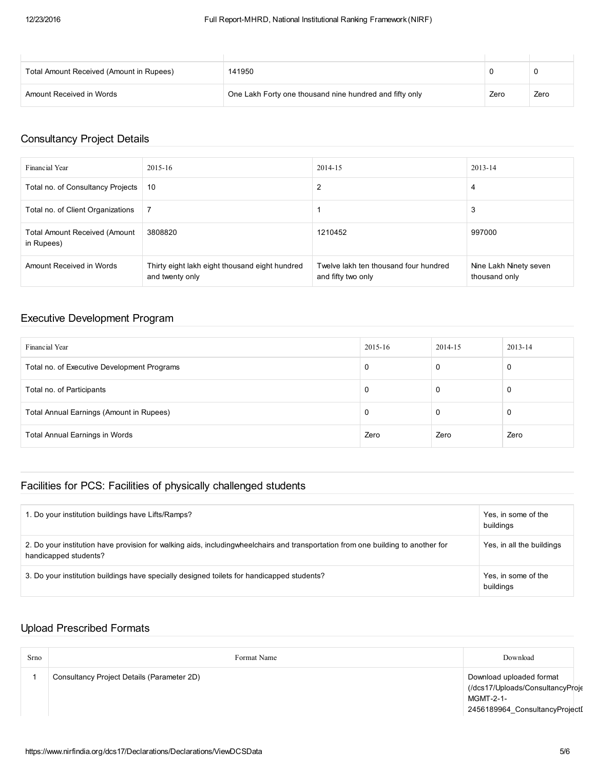| | | | |
|---|---|---|---|
| Total Amount Received (Amount in Rupees) | 141950 | 0 | 0 |
| Amount Received in Words | One Lakh Forty one thousand nine hundred and fifty only | Zero | Zero |

## Consultancy Project Details

| Financial Year | 2015-16 | 2014-15 | 2013-14 |
|---|---|---|---|
| Total no. of Consultancy Projects | 10 | 2 | 4 |
| Total no. of Client Organizations | 7 | 1 | 3 |
| Total Amount Received (Amount in Rupees) | 3808820 | 1210452 | 997000 |
| Amount Received in Words | Thirty eight lakh eight thousand eight hundred and twenty only | Twelve lakh ten thousand four hundred and fifty two only | Nine Lakh Ninety seven thousand only |

## Executive Development Program

| Financial Year | 2015-16 | 2014-15 | 2013-14 |
|---|---|---|---|
| Total no. of Executive Development Programs | 0 | 0 | 0 |
| Total no. of Participants | 0 | 0 | 0 |
| Total Annual Earnings (Amount in Rupees) | 0 | 0 | 0 |
| Total Annual Earnings in Words | Zero | Zero | Zero |

## Facilities for PCS: Facilities of physically challenged students

| | |
|---|---|
| 1. Do your institution buildings have Lifts/Ramps? | Yes, in some of the buildings |
| 2. Do your institution have provision for walking aids, includingwheelchairs and transportation from one building to another for handicapped students? | Yes, in all the buildings |
| 3. Do your institution buildings have specially designed toilets for handicapped students? | Yes, in some of the buildings |

## Upload Prescribed Formats

| Srno | Format Name | Download |
|---|---|---|
| 1 | Consultancy Project Details (Parameter 2D) | Download uploaded format (/dcs17/Uploads/ConsultancyProje MGMT-2-1-2456189964_ConsultancyProjectI |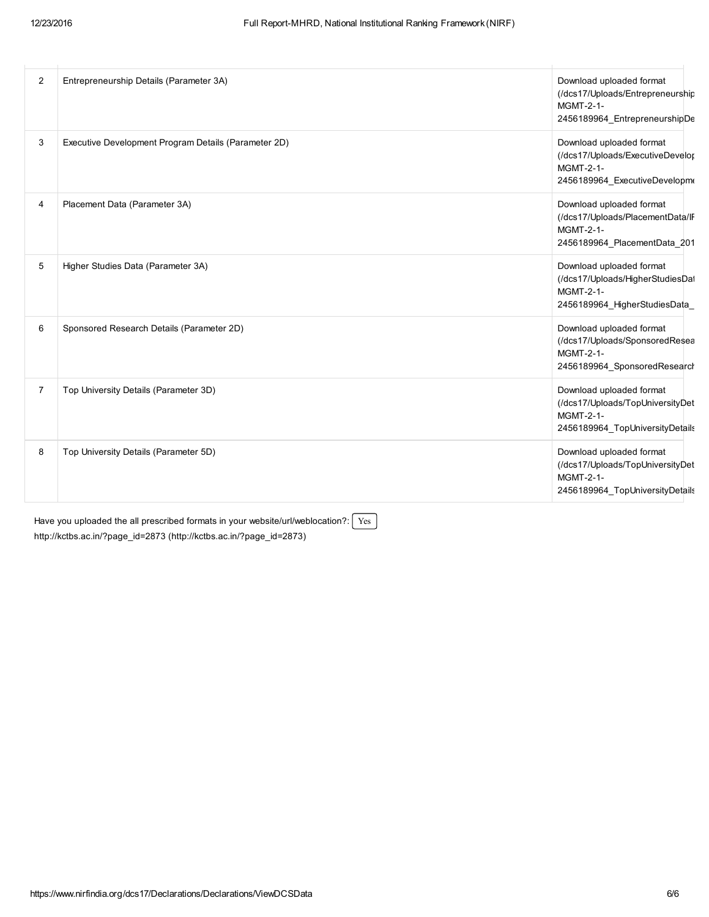| | | |
|---|---|---|
| 2 | Entrepreneurship Details (Parameter 3A) | Download uploaded format (/dcs17/Uploads/Entrepreneurship MGMT-2-1-2456189964_EntrepreneurshipDe |
| 3 | Executive Development Program Details (Parameter 2D) | Download uploaded format (/dcs17/Uploads/ExecutiveDevelop MGMT-2-1-2456189964_ExecutiveDevelopme |
| 4 | Placement Data (Parameter 3A) | Download uploaded format (/dcs17/Uploads/PlacementData/IF MGMT-2-1-2456189964_PlacementData_201 |
| 5 | Higher Studies Data (Parameter 3A) | Download uploaded format (/dcs17/Uploads/HigherStudiesDat MGMT-2-1-2456189964_HigherStudiesData_ |
| 6 | Sponsored Research Details (Parameter 2D) | Download uploaded format (/dcs17/Uploads/SponsoredResea MGMT-2-1-2456189964_SponsoredResearch |
| 7 | Top University Details (Parameter 3D) | Download uploaded format (/dcs17/Uploads/TopUniversityDet MGMT-2-1-2456189964_TopUniversityDetails |
| 8 | Top University Details (Parameter 5D) | Download uploaded format (/dcs17/Uploads/TopUniversityDet MGMT-2-1-2456189964_TopUniversityDetails |

Have you uploaded the all prescribed formats in your website/url/weblocation?: Yes

http://kctbs.ac.in/?page_id=2873 (http://kctbs.ac.in/?page_id=2873)